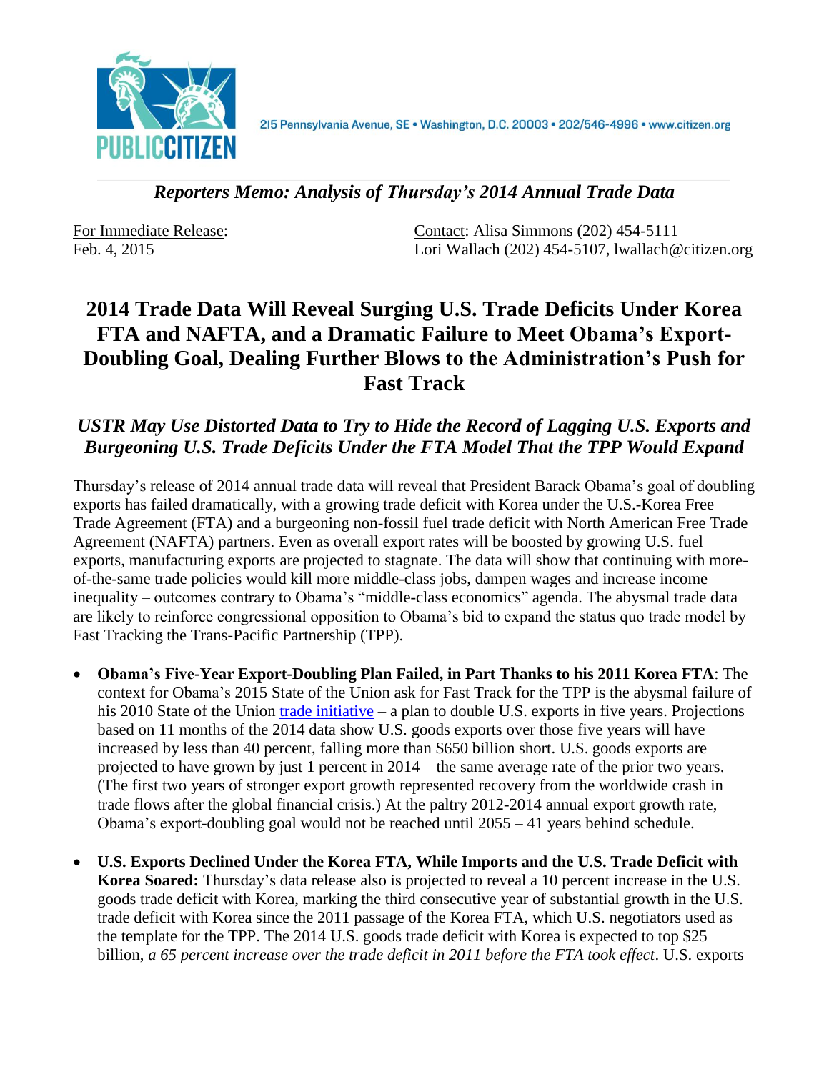215 Pennsylvania Avenue, SE • Washington, D.C. 20003 • 202/546-4996 • www.citizen.org

*Reporters Memo: Analysis of Thursday's 2014 Annual Trade Data*

For Immediate Release:
Feb. 4, 2015

Contact: Alisa Simmons (202) 454-5111
Lori Wallach (202) 454-5107, lwallach@citizen.org

# 2014 Trade Data Will Reveal Surging U.S. Trade Deficits Under Korea FTA and NAFTA, and a Dramatic Failure to Meet Obama's Export-Doubling Goal, Dealing Further Blows to the Administration's Push for Fast Track

## *USTR May Use Distorted Data to Try to Hide the Record of Lagging U.S. Exports and Burgeoning U.S. Trade Deficits Under the FTA Model That the TPP Would Expand*

Thursday's release of 2014 annual trade data will reveal that President Barack Obama's goal of doubling exports has failed dramatically, with a growing trade deficit with Korea under the U.S.-Korea Free Trade Agreement (FTA) and a burgeoning non-fossil fuel trade deficit with North American Free Trade Agreement (NAFTA) partners. Even as overall export rates will be boosted by growing U.S. fuel exports, manufacturing exports are projected to stagnate. The data will show that continuing with more-of-the-same trade policies would kill more middle-class jobs, dampen wages and increase income inequality – outcomes contrary to Obama's "middle-class economics" agenda. The abysmal trade data are likely to reinforce congressional opposition to Obama's bid to expand the status quo trade model by Fast Tracking the Trans-Pacific Partnership (TPP).

- **Obama's Five-Year Export-Doubling Plan Failed, in Part Thanks to his 2011 Korea FTA**: The context for Obama's 2015 State of the Union ask for Fast Track for the TPP is the abysmal failure of his 2010 State of the Union trade initiative – a plan to double U.S. exports in five years. Projections based on 11 months of the 2014 data show U.S. goods exports over those five years will have increased by less than 40 percent, falling more than $650 billion short. U.S. goods exports are projected to have grown by just 1 percent in 2014 – the same average rate of the prior two years. (The first two years of stronger export growth represented recovery from the worldwide crash in trade flows after the global financial crisis.) At the paltry 2012-2014 annual export growth rate, Obama's export-doubling goal would not be reached until 2055 – 41 years behind schedule.

- **U.S. Exports Declined Under the Korea FTA, While Imports and the U.S. Trade Deficit with Korea Soared:** Thursday's data release also is projected to reveal a 10 percent increase in the U.S. goods trade deficit with Korea, marking the third consecutive year of substantial growth in the U.S. trade deficit with Korea since the 2011 passage of the Korea FTA, which U.S. negotiators used as the template for the TPP. The 2014 U.S. goods trade deficit with Korea is expected to top $25 billion, *a 65 percent increase over the trade deficit in 2011 before the FTA took effect*. U.S. exports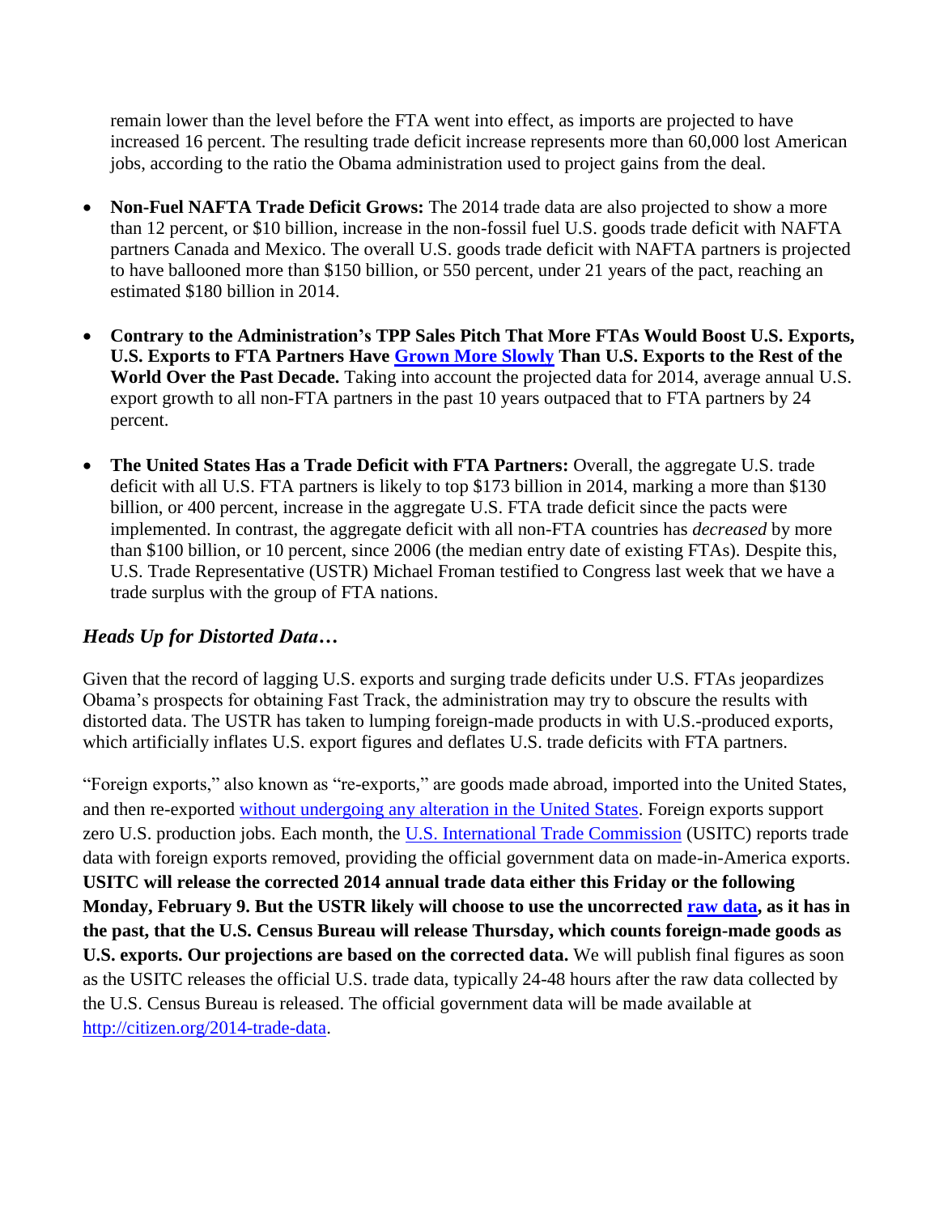remain lower than the level before the FTA went into effect, as imports are projected to have increased 16 percent. The resulting trade deficit increase represents more than 60,000 lost American jobs, according to the ratio the Obama administration used to project gains from the deal.

- **Non-Fuel NAFTA Trade Deficit Grows:** The 2014 trade data are also projected to show a more than 12 percent, or $10 billion, increase in the non-fossil fuel U.S. goods trade deficit with NAFTA partners Canada and Mexico. The overall U.S. goods trade deficit with NAFTA partners is projected to have ballooned more than $150 billion, or 550 percent, under 21 years of the pact, reaching an estimated $180 billion in 2014.

- **Contrary to the Administration's TPP Sales Pitch That More FTAs Would Boost U.S. Exports, U.S. Exports to FTA Partners Have Grown More Slowly Than U.S. Exports to the Rest of the World Over the Past Decade.** Taking into account the projected data for 2014, average annual U.S. export growth to all non-FTA partners in the past 10 years outpaced that to FTA partners by 24 percent.

- **The United States Has a Trade Deficit with FTA Partners:** Overall, the aggregate U.S. trade deficit with all U.S. FTA partners is likely to top $173 billion in 2014, marking a more than $130 billion, or 400 percent, increase in the aggregate U.S. FTA trade deficit since the pacts were implemented. In contrast, the aggregate deficit with all non-FTA countries has *decreased* by more than $100 billion, or 10 percent, since 2006 (the median entry date of existing FTAs). Despite this, U.S. Trade Representative (USTR) Michael Froman testified to Congress last week that we have a trade surplus with the group of FTA nations.

### *Heads Up for Distorted Data…*

Given that the record of lagging U.S. exports and surging trade deficits under U.S. FTAs jeopardizes Obama's prospects for obtaining Fast Track, the administration may try to obscure the results with distorted data. The USTR has taken to lumping foreign-made products in with U.S.-produced exports, which artificially inflates U.S. export figures and deflates U.S. trade deficits with FTA partners.

"Foreign exports," also known as "re-exports," are goods made abroad, imported into the United States, and then re-exported without undergoing any alteration in the United States. Foreign exports support zero U.S. production jobs. Each month, the U.S. International Trade Commission (USITC) reports trade data with foreign exports removed, providing the official government data on made-in-America exports. **USITC will release the corrected 2014 annual trade data either this Friday or the following Monday, February 9. But the USTR likely will choose to use the uncorrected raw data, as it has in the past, that the U.S. Census Bureau will release Thursday, which counts foreign-made goods as U.S. exports. Our projections are based on the corrected data.** We will publish final figures as soon as the USITC releases the official U.S. trade data, typically 24-48 hours after the raw data collected by the U.S. Census Bureau is released. The official government data will be made available at http://citizen.org/2014-trade-data.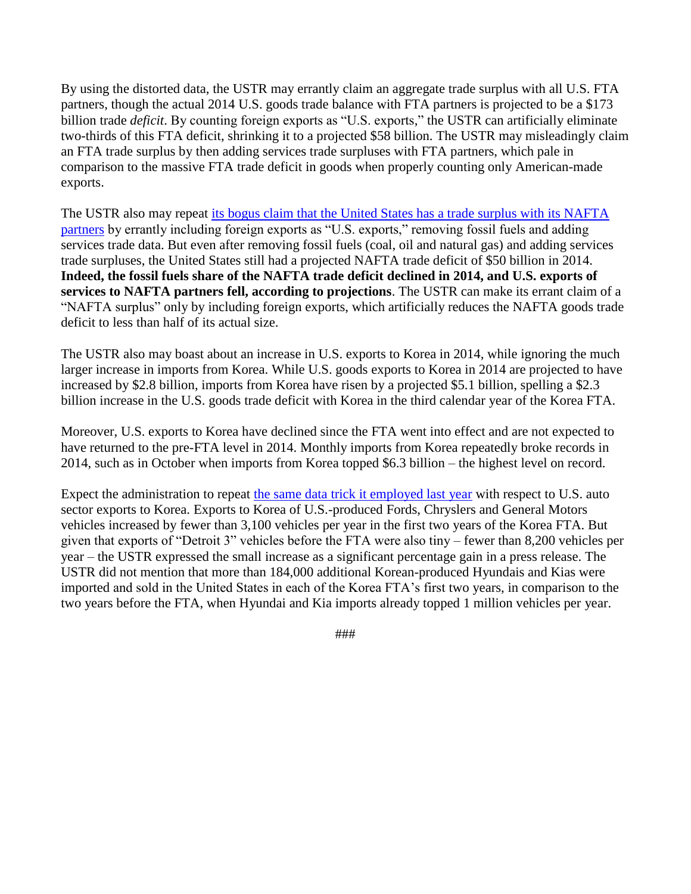By using the distorted data, the USTR may errantly claim an aggregate trade surplus with all U.S. FTA partners, though the actual 2014 U.S. goods trade balance with FTA partners is projected to be a $173 billion trade *deficit*. By counting foreign exports as "U.S. exports," the USTR can artificially eliminate two-thirds of this FTA deficit, shrinking it to a projected $58 billion. The USTR may misleadingly claim an FTA trade surplus by then adding services trade surpluses with FTA partners, which pale in comparison to the massive FTA trade deficit in goods when properly counting only American-made exports.

The USTR also may repeat its bogus claim that the United States has a trade surplus with its NAFTA partners by errantly including foreign exports as "U.S. exports," removing fossil fuels and adding services trade data. But even after removing fossil fuels (coal, oil and natural gas) and adding services trade surpluses, the United States still had a projected NAFTA trade deficit of $50 billion in 2014. **Indeed, the fossil fuels share of the NAFTA trade deficit declined in 2014, and U.S. exports of services to NAFTA partners fell, according to projections**. The USTR can make its errant claim of a "NAFTA surplus" only by including foreign exports, which artificially reduces the NAFTA goods trade deficit to less than half of its actual size.

The USTR also may boast about an increase in U.S. exports to Korea in 2014, while ignoring the much larger increase in imports from Korea. While U.S. goods exports to Korea in 2014 are projected to have increased by $2.8 billion, imports from Korea have risen by a projected $5.1 billion, spelling a $2.3 billion increase in the U.S. goods trade deficit with Korea in the third calendar year of the Korea FTA.

Moreover, U.S. exports to Korea have declined since the FTA went into effect and are not expected to have returned to the pre-FTA level in 2014. Monthly imports from Korea repeatedly broke records in 2014, such as in October when imports from Korea topped $6.3 billion – the highest level on record.

Expect the administration to repeat the same data trick it employed last year with respect to U.S. auto sector exports to Korea. Exports to Korea of U.S.-produced Fords, Chryslers and General Motors vehicles increased by fewer than 3,100 vehicles per year in the first two years of the Korea FTA. But given that exports of "Detroit 3" vehicles before the FTA were also tiny – fewer than 8,200 vehicles per year – the USTR expressed the small increase as a significant percentage gain in a press release. The USTR did not mention that more than 184,000 additional Korean-produced Hyundais and Kias were imported and sold in the United States in each of the Korea FTA's first two years, in comparison to the two years before the FTA, when Hyundai and Kia imports already topped 1 million vehicles per year.

###